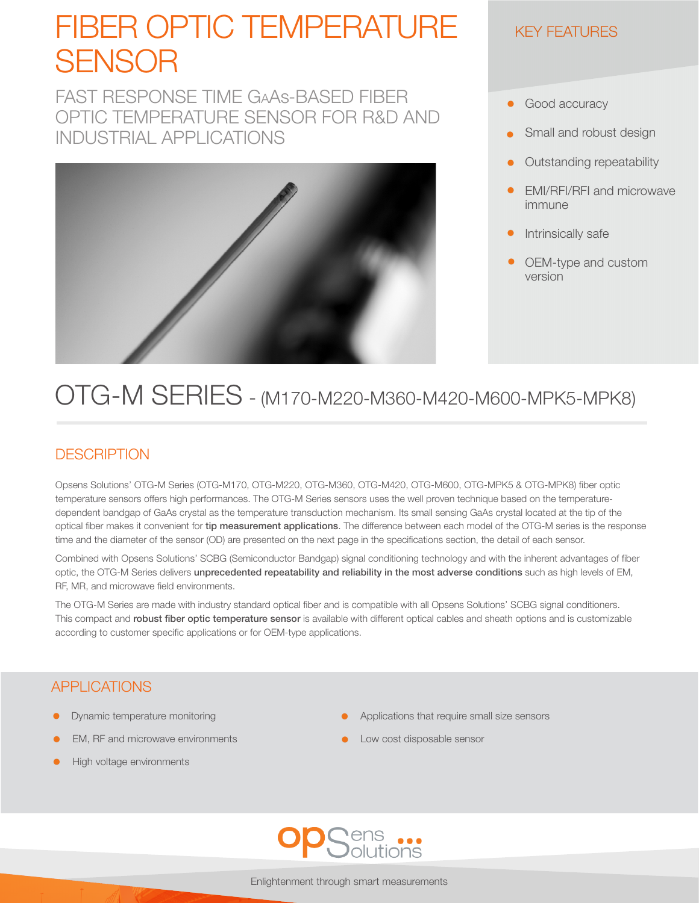# FIBER OPTIC TEMPERATURE SENSOR

FAST RESPONSE TIME GaAs-BASED FIBER OPTIC TEMPERATURE SENSOR FOR R&D AND INDUSTRIAL APPLICATIONS

## KEY FEATURES

- Good accuracy
- Small and robust design
- Outstanding repeatability
- EMI/RFI/RFI and microwave immune
- Intrinsically safe
- OEM-type and custom version

# OTG-M SERIES - (M170-M220-M360-M420-M600-MPK5-MPK8)

## DESCRIPTION

Opsens Solutions' OTG-M Series (OTG-M170, OTG-M220, OTG-M360, OTG-M420, OTG-M600, OTG-MPK5 & OTG-MPK8) fiber optic temperature sensors offers high performances. The OTG-M Series sensors uses the well proven technique based on the temperature-dependent bandgap of GaAs crystal as the temperature transduction mechanism. Its small sensing GaAs crystal located at the tip of the optical fiber makes it convenient for **tip measurement applications**. The difference between each model of the OTG-M series is the response time and the diameter of the sensor (OD) are presented on the next page in the specifications section, the detail of each sensor.

Combined with Opsens Solutions' SCBG (Semiconductor Bandgap) signal conditioning technology and with the inherent advantages of fiber optic, the OTG-M Series delivers **unprecedented repeatability and reliability in the most adverse conditions** such as high levels of EM, RF, MR, and microwave field environments.

The OTG-M Series are made with industry standard optical fiber and is compatible with all Opsens Solutions' SCBG signal conditioners. This compact and **robust fiber optic temperature sensor** is available with different optical cables and sheath options and is customizable according to customer specific applications or for OEM-type applications.

## APPLICATIONS

- Dynamic temperature monitoring
- EM, RF and microwave environments
- High voltage environments
- Applications that require small size sensors
- Low cost disposable sensor

opSens Solutions

Enlightenment through smart measurements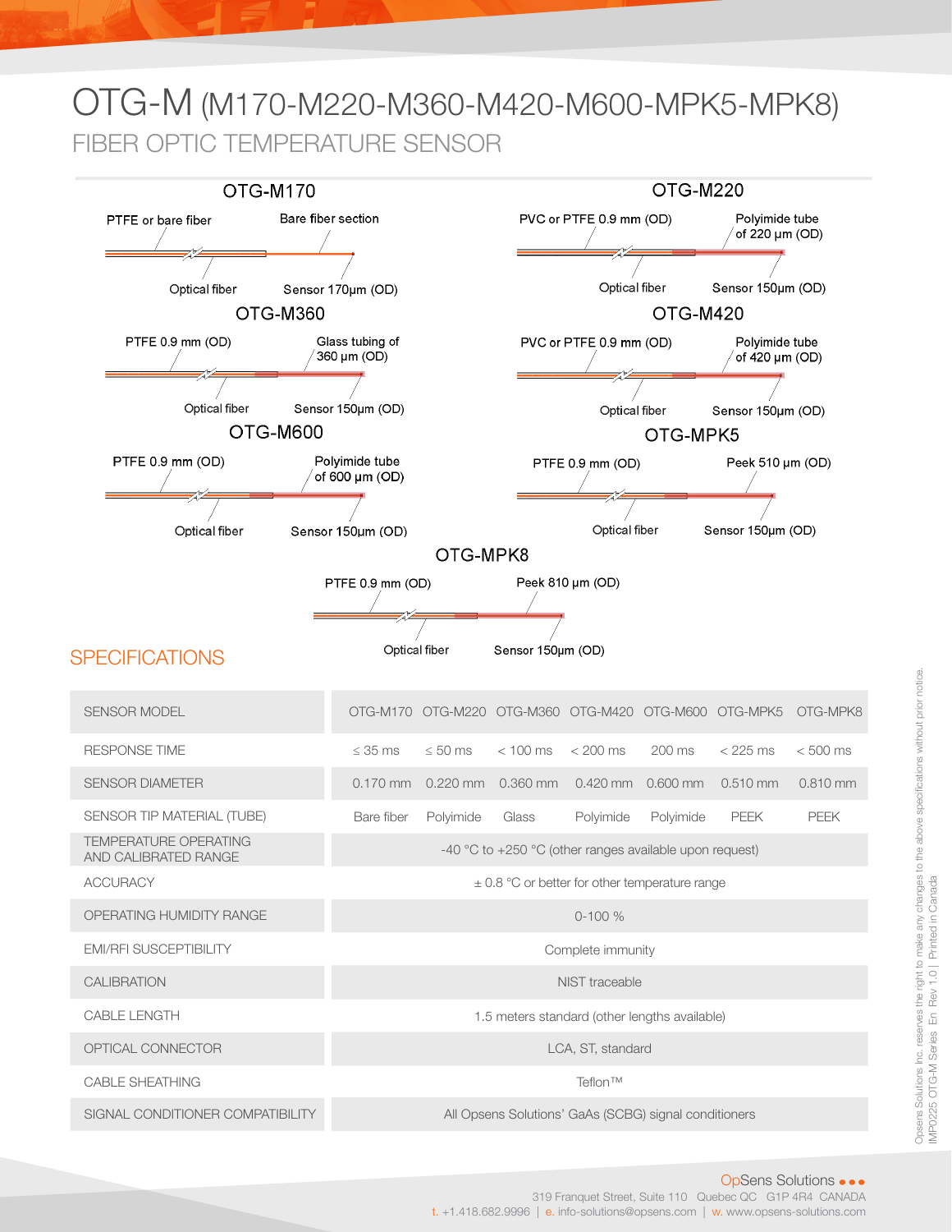# OTG-M (M170-M220-M360-M420-M600-MPK5-MPK8)

## FIBER OPTIC TEMPERATURE SENSOR

OTG-M170

PTFE or bare fiber
Bare fiber section
Optical fiber
Sensor 170µm (OD)

OTG-M220

PVC or PTFE 0.9 mm (OD)
Polyimide tube of 220 µm (OD)
Optical fiber
Sensor 150µm (OD)

OTG-M360

PTFE 0.9 mm (OD)
Glass tubing of 360 µm (OD)
Optical fiber
Sensor 150µm (OD)

OTG-M420

PVC or PTFE 0.9 mm (OD)
Polyimide tube of 420 µm (OD)
Optical fiber
Sensor 150µm (OD)

OTG-M600

PTFE 0.9 mm (OD)
Polyimide tube of 600 µm (OD)
Optical fiber
Sensor 150µm (OD)

OTG-MPK5

PTFE 0.9 mm (OD)
Peek 510 µm (OD)
Optical fiber
Sensor 150µm (OD)

OTG-MPK8

PTFE 0.9 mm (OD)
Peek 810 µm (OD)
Optical fiber
Sensor 150µm (OD)

## SPECIFICATIONS

| SENSOR MODEL | OTG-M170 | OTG-M220 | OTG-M360 | OTG-M420 | OTG-M600 | OTG-MPK5 | OTG-MPK8 |
|---|---|---|---|---|---|---|---|
| RESPONSE TIME | ≤ 35 ms | ≤ 50 ms | < 100 ms | < 200 ms | 200 ms | < 225 ms | < 500 ms |
| SENSOR DIAMETER | 0.170 mm | 0.220 mm | 0.360 mm | 0.420 mm | 0.600 mm | 0.510 mm | 0.810 mm |
| SENSOR TIP MATERIAL (TUBE) | Bare fiber | Polyimide | Glass | Polyimide | Polyimide | PEEK | PEEK |
| TEMPERATURE OPERATING AND CALIBRATED RANGE | -40 °C to +250 °C (other ranges available upon request) | | | | | | |
| ACCURACY | ± 0.8 °C or better for other temperature range | | | | | | |
| OPERATING HUMIDITY RANGE | 0-100 % | | | | | | |
| EMI/RFI SUSCEPTIBILITY | Complete immunity | | | | | | |
| CALIBRATION | NIST traceable | | | | | | |
| CABLE LENGTH | 1.5 meters standard (other lengths available) | | | | | | |
| OPTICAL CONNECTOR | LCA, ST, standard | | | | | | |
| CABLE SHEATHING | Teflon™ | | | | | | |
| SIGNAL CONDITIONER COMPATIBILITY | All Opsens Solutions' GaAs (SCBG) signal conditioners | | | | | | |

Opsens Solutions Inc. reserves the right to make any changes to the above specifications without prior notice.
IMP0225 OTG-M Series En Rev 1.0 | Printed in Canada

OpSens Solutions
319 Franquet Street, Suite 110 Quebec QC G1P 4R4 CANADA
t. +1.418.682.9996 | e. info-solutions@opsens.com | w. www.opsens-solutions.com